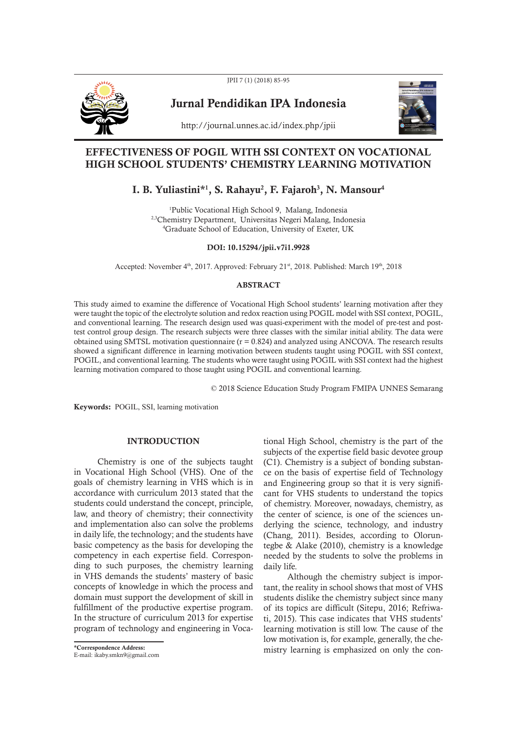Jurnal Pendidikan IPA Indonesia

http://journal.unnes.ac.id/index.php/jpii

# EFFECTIVENESS OF POGIL WITH SSI CONTEXT ON VOCATIONAL HIGH SCHOOL STUDENTS' CHEMISTRY LEARNING MOTIVATION

**I. B. Yuliastini*[1], S. Rahayu[2], F. Fajaroh[3], N. Mansour[4]**

[1]Public Vocational High School 9, Malang, Indonesia
[2,3]Chemistry Department, Universitas Negeri Malang, Indonesia
[4]Graduate School of Education, University of Exeter, UK

**DOI: 10.15294/jpii.v7i1.9928**

Accepted: November 4th, 2017. Approved: February 21st, 2018. Published: March 19th, 2018

## ABSTRACT

This study aimed to examine the difference of Vocational High School students' learning motivation after they were taught the topic of the electrolyte solution and redox reaction using POGIL model with SSI context, POGIL, and conventional learning. The research design used was quasi-experiment with the model of pre-test and post-test control group design. The research subjects were three classes with the similar initial ability. The data were obtained using SMTSL motivation questionnaire ($r = 0.824$) and analyzed using ANCOVA. The research results showed a significant difference in learning motivation between students taught using POGIL with SSI context, POGIL, and conventional learning. The students who were taught using POGIL with SSI context had the highest learning motivation compared to those taught using POGIL and conventional learning.

© 2018 Science Education Study Program FMIPA UNNES Semarang

**Keywords:** POGIL, SSI, learning motivation

## INTRODUCTION

Chemistry is one of the subjects taught in Vocational High School (VHS). One of the goals of chemistry learning in VHS which is in accordance with curriculum 2013 stated that the students could understand the concept, principle, law, and theory of chemistry; their connectivity and implementation also can solve the problems in daily life, the technology; and the students have basic competency as the basis for developing the competency in each expertise field. Corresponding to such purposes, the chemistry learning in VHS demands the students' mastery of basic concepts of knowledge in which the process and domain must support the development of skill in fulfillment of the productive expertise program. In the structure of curriculum 2013 for expertise program of technology and engineering in Vocational High School, chemistry is the part of the subjects of the expertise field basic devotee group (C1). Chemistry is a subject of bonding substance on the basis of expertise field of Technology and Engineering group so that it is very significant for VHS students to understand the topics of chemistry. Moreover, nowadays, chemistry, as the center of science, is one of the sciences underlying the science, technology, and industry (Chang, 2011). Besides, according to Oloruntegbe & Alake (2010), chemistry is a knowledge needed by the students to solve the problems in daily life.

Although the chemistry subject is important, the reality in school shows that most of VHS students dislike the chemistry subject since many of its topics are difficult (Sitepu, 2016; Refriwati, 2015). This case indicates that VHS students' learning motivation is still low. The cause of the low motivation is, for example, generally, the chemistry learning is emphasized on only the con-

*Correspondence Address:
E-mail: ikaby.smkn9@gmail.com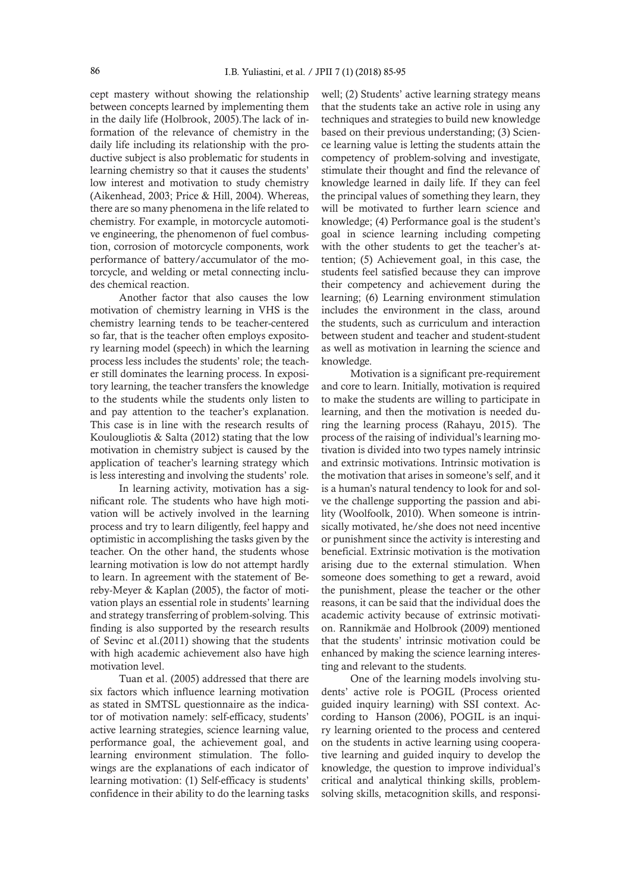cept mastery without showing the relationship between concepts learned by implementing them in the daily life (Holbrook, 2005).The lack of information of the relevance of chemistry in the daily life including its relationship with the productive subject is also problematic for students in learning chemistry so that it causes the students' low interest and motivation to study chemistry (Aikenhead, 2003; Price & Hill, 2004). Whereas, there are so many phenomena in the life related to chemistry. For example, in motorcycle automotive engineering, the phenomenon of fuel combustion, corrosion of motorcycle components, work performance of battery/accumulator of the motorcycle, and welding or metal connecting includes chemical reaction.

Another factor that also causes the low motivation of chemistry learning in VHS is the chemistry learning tends to be teacher-centered so far, that is the teacher often employs expository learning model (speech) in which the learning process less includes the students' role; the teacher still dominates the learning process. In expository learning, the teacher transfers the knowledge to the students while the students only listen to and pay attention to the teacher's explanation. This case is in line with the research results of Koulougliotis & Salta (2012) stating that the low motivation in chemistry subject is caused by the application of teacher's learning strategy which is less interesting and involving the students' role.

In learning activity, motivation has a significant role. The students who have high motivation will be actively involved in the learning process and try to learn diligently, feel happy and optimistic in accomplishing the tasks given by the teacher. On the other hand, the students whose learning motivation is low do not attempt hardly to learn. In agreement with the statement of Bereby-Meyer & Kaplan (2005), the factor of motivation plays an essential role in students' learning and strategy transferring of problem-solving. This finding is also supported by the research results of Sevinc et al.(2011) showing that the students with high academic achievement also have high motivation level.

Tuan et al. (2005) addressed that there are six factors which influence learning motivation as stated in SMTSL questionnaire as the indicator of motivation namely: self-efficacy, students' active learning strategies, science learning value, performance goal, the achievement goal, and learning environment stimulation. The followings are the explanations of each indicator of learning motivation: (1) Self-efficacy is students' confidence in their ability to do the learning tasks well; (2) Students' active learning strategy means that the students take an active role in using any techniques and strategies to build new knowledge based on their previous understanding; (3) Science learning value is letting the students attain the competency of problem-solving and investigate, stimulate their thought and find the relevance of knowledge learned in daily life. If they can feel the principal values of something they learn, they will be motivated to further learn science and knowledge; (4) Performance goal is the student's goal in science learning including competing with the other students to get the teacher's attention; (5) Achievement goal, in this case, the students feel satisfied because they can improve their competency and achievement during the learning; (6) Learning environment stimulation includes the environment in the class, around the students, such as curriculum and interaction between student and teacher and student-student as well as motivation in learning the science and knowledge.

Motivation is a significant pre-requirement and core to learn. Initially, motivation is required to make the students are willing to participate in learning, and then the motivation is needed during the learning process (Rahayu, 2015). The process of the raising of individual's learning motivation is divided into two types namely intrinsic and extrinsic motivations. Intrinsic motivation is the motivation that arises in someone's self, and it is a human's natural tendency to look for and solve the challenge supporting the passion and ability (Woolfoolk, 2010). When someone is intrinsically motivated, he/she does not need incentive or punishment since the activity is interesting and beneficial. Extrinsic motivation is the motivation arising due to the external stimulation. When someone does something to get a reward, avoid the punishment, please the teacher or the other reasons, it can be said that the individual does the academic activity because of extrinsic motivation. Rannikmäe and Holbrook (2009) mentioned that the students' intrinsic motivation could be enhanced by making the science learning interesting and relevant to the students.

One of the learning models involving students' active role is POGIL (Process oriented guided inquiry learning) with SSI context. According to Hanson (2006), POGIL is an inquiry learning oriented to the process and centered on the students in active learning using cooperative learning and guided inquiry to develop the knowledge, the question to improve individual's critical and analytical thinking skills, problem-solving skills, metacognition skills, and responsi-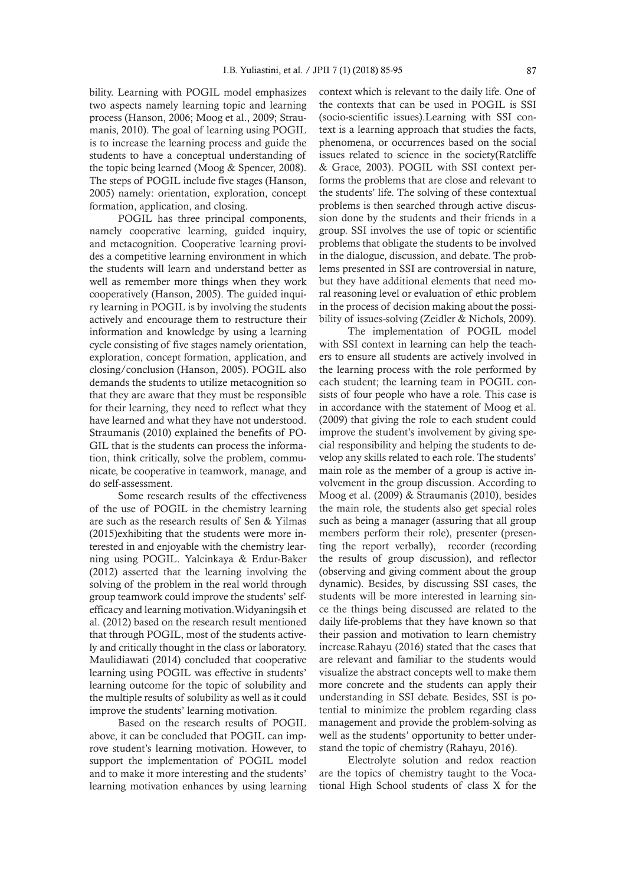bility. Learning with POGIL model emphasizes two aspects namely learning topic and learning process (Hanson, 2006; Moog et al., 2009; Straumanis, 2010). The goal of learning using POGIL is to increase the learning process and guide the students to have a conceptual understanding of the topic being learned (Moog & Spencer, 2008). The steps of POGIL include five stages (Hanson, 2005) namely: orientation, exploration, concept formation, application, and closing.

POGIL has three principal components, namely cooperative learning, guided inquiry, and metacognition. Cooperative learning provides a competitive learning environment in which the students will learn and understand better as well as remember more things when they work cooperatively (Hanson, 2005). The guided inquiry learning in POGIL is by involving the students actively and encourage them to restructure their information and knowledge by using a learning cycle consisting of five stages namely orientation, exploration, concept formation, application, and closing/conclusion (Hanson, 2005). POGIL also demands the students to utilize metacognition so that they are aware that they must be responsible for their learning, they need to reflect what they have learned and what they have not understood. Straumanis (2010) explained the benefits of POGIL that is the students can process the information, think critically, solve the problem, communicate, be cooperative in teamwork, manage, and do self-assessment.

Some research results of the effectiveness of the use of POGIL in the chemistry learning are such as the research results of Sen & Yilmas (2015)exhibiting that the students were more interested in and enjoyable with the chemistry learning using POGIL. Yalcinkaya & Erdur-Baker (2012) asserted that the learning involving the solving of the problem in the real world through group teamwork could improve the students' self-efficacy and learning motivation.Widyaningsih et al. (2012) based on the research result mentioned that through POGIL, most of the students actively and critically thought in the class or laboratory. Maulidiawati (2014) concluded that cooperative learning using POGIL was effective in students' learning outcome for the topic of solubility and the multiple results of solubility as well as it could improve the students' learning motivation.

Based on the research results of POGIL above, it can be concluded that POGIL can improve student's learning motivation. However, to support the implementation of POGIL model and to make it more interesting and the students' learning motivation enhances by using learning context which is relevant to the daily life. One of the contexts that can be used in POGIL is SSI (socio-scientific issues).Learning with SSI context is a learning approach that studies the facts, phenomena, or occurrences based on the social issues related to science in the society(Ratcliffe & Grace, 2003). POGIL with SSI context performs the problems that are close and relevant to the students' life. The solving of these contextual problems is then searched through active discussion done by the students and their friends in a group. SSI involves the use of topic or scientific problems that obligate the students to be involved in the dialogue, discussion, and debate. The problems presented in SSI are controversial in nature, but they have additional elements that need moral reasoning level or evaluation of ethic problem in the process of decision making about the possibility of issues-solving (Zeidler & Nichols, 2009).

The implementation of POGIL model with SSI context in learning can help the teachers to ensure all students are actively involved in the learning process with the role performed by each student; the learning team in POGIL consists of four people who have a role. This case is in accordance with the statement of Moog et al. (2009) that giving the role to each student could improve the student's involvement by giving special responsibility and helping the students to develop any skills related to each role. The students' main role as the member of a group is active involvement in the group discussion. According to Moog et al. (2009) & Straumanis (2010), besides the main role, the students also get special roles such as being a manager (assuring that all group members perform their role), presenter (presenting the report verbally), recorder (recording the results of group discussion), and reflector (observing and giving comment about the group dynamic). Besides, by discussing SSI cases, the students will be more interested in learning since the things being discussed are related to the daily life-problems that they have known so that their passion and motivation to learn chemistry increase.Rahayu (2016) stated that the cases that are relevant and familiar to the students would visualize the abstract concepts well to make them more concrete and the students can apply their understanding in SSI debate. Besides, SSI is potential to minimize the problem regarding class management and provide the problem-solving as well as the students' opportunity to better understand the topic of chemistry (Rahayu, 2016).

Electrolyte solution and redox reaction are the topics of chemistry taught to the Vocational High School students of class X for the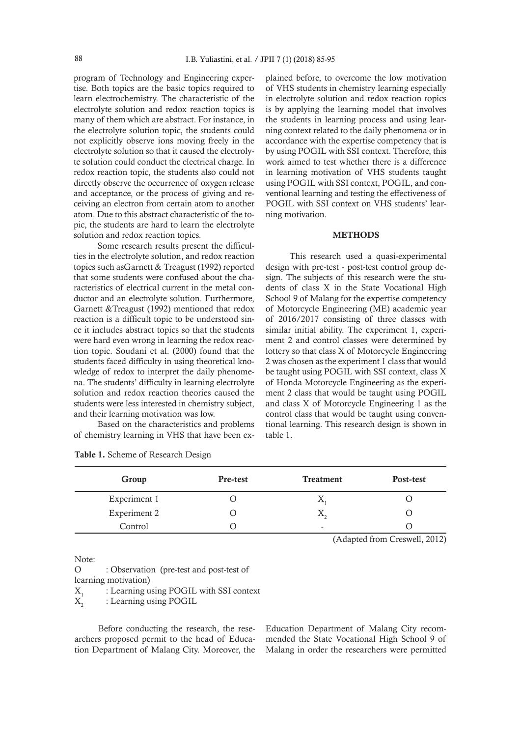program of Technology and Engineering expertise. Both topics are the basic topics required to learn electrochemistry. The characteristic of the electrolyte solution and redox reaction topics is many of them which are abstract. For instance, in the electrolyte solution topic, the students could not explicitly observe ions moving freely in the electrolyte solution so that it caused the electrolyte solution could conduct the electrical charge. In redox reaction topic, the students also could not directly observe the occurrence of oxygen release and acceptance, or the process of giving and receiving an electron from certain atom to another atom. Due to this abstract characteristic of the topic, the students are hard to learn the electrolyte solution and redox reaction topics.

Some research results present the difficulties in the electrolyte solution, and redox reaction topics such asGarnett & Treagust (1992) reported that some students were confused about the characteristics of electrical current in the metal conductor and an electrolyte solution. Furthermore, Garnett &Treagust (1992) mentioned that redox reaction is a difficult topic to be understood since it includes abstract topics so that the students were hard even wrong in learning the redox reaction topic. Soudani et al. (2000) found that the students faced difficulty in using theoretical knowledge of redox to interpret the daily phenomena. The students' difficulty in learning electrolyte solution and redox reaction theories caused the students were less interested in chemistry subject, and their learning motivation was low.

Based on the characteristics and problems of chemistry learning in VHS that have been explained before, to overcome the low motivation of VHS students in chemistry learning especially in electrolyte solution and redox reaction topics is by applying the learning model that involves the students in learning process and using learning context related to the daily phenomena or in accordance with the expertise competency that is by using POGIL with SSI context. Therefore, this work aimed to test whether there is a difference in learning motivation of VHS students taught using POGIL with SSI context, POGIL, and conventional learning and testing the effectiveness of POGIL with SSI context on VHS students' learning motivation.

## METHODS

This research used a quasi-experimental design with pre-test - post-test control group design. The subjects of this research were the students of class X in the State Vocational High School 9 of Malang for the expertise competency of Motorcycle Engineering (ME) academic year of 2016/2017 consisting of three classes with similar initial ability. The experiment 1, experiment 2 and control classes were determined by lottery so that class X of Motorcycle Engineering 2 was chosen as the experiment 1 class that would be taught using POGIL with SSI context, class X of Honda Motorcycle Engineering as the experiment 2 class that would be taught using POGIL and class X of Motorcycle Engineering 1 as the control class that would be taught using conventional learning. This research design is shown in table 1.

**Table 1.** Scheme of Research Design

| Group | Pre-test | Treatment | Post-test |
|---|---|---|---|
| Experiment 1 | O | $X_1$ | O |
| Experiment 2 | O | $X_2$ | O |
| Control | O | - | O |

(Adapted from Creswell, 2012)

Note:

O : Observation (pre-test and post-test of learning motivation)

$X_1$ : Learning using POGIL with SSI context

$X_2$ : Learning using POGIL

Before conducting the research, the researchers proposed permit to the head of Education Department of Malang City. Moreover, the Education Department of Malang City recommended the State Vocational High School 9 of Malang in order the researchers were permitted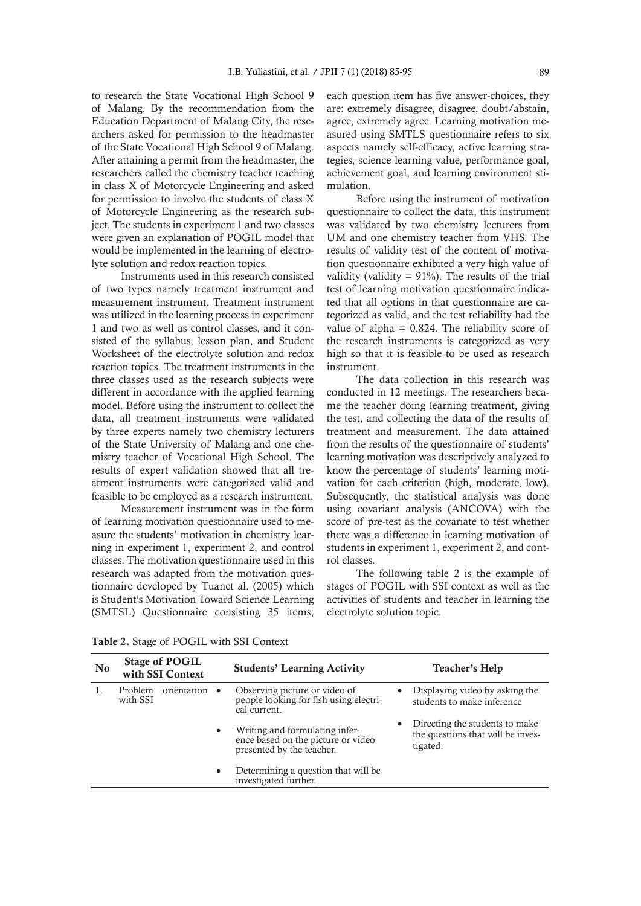to research the State Vocational High School 9 of Malang. By the recommendation from the Education Department of Malang City, the researchers asked for permission to the headmaster of the State Vocational High School 9 of Malang. After attaining a permit from the headmaster, the researchers called the chemistry teacher teaching in class X of Motorcycle Engineering and asked for permission to involve the students of class X of Motorcycle Engineering as the research subject. The students in experiment 1 and two classes were given an explanation of POGIL model that would be implemented in the learning of electrolyte solution and redox reaction topics.

Instruments used in this research consisted of two types namely treatment instrument and measurement instrument. Treatment instrument was utilized in the learning process in experiment 1 and two as well as control classes, and it consisted of the syllabus, lesson plan, and Student Worksheet of the electrolyte solution and redox reaction topics. The treatment instruments in the three classes used as the research subjects were different in accordance with the applied learning model. Before using the instrument to collect the data, all treatment instruments were validated by three experts namely two chemistry lecturers of the State University of Malang and one chemistry teacher of Vocational High School. The results of expert validation showed that all treatment instruments were categorized valid and feasible to be employed as a research instrument.

Measurement instrument was in the form of learning motivation questionnaire used to measure the students' motivation in chemistry learning in experiment 1, experiment 2, and control classes. The motivation questionnaire used in this research was adapted from the motivation questionnaire developed by Tuanet al. (2005) which is Student's Motivation Toward Science Learning (SMTSL) Questionnaire consisting 35 items; each question item has five answer-choices, they are: extremely disagree, disagree, doubt/abstain, agree, extremely agree. Learning motivation measured using SMTLS questionnaire refers to six aspects namely self-efficacy, active learning strategies, science learning value, performance goal, achievement goal, and learning environment stimulation.

Before using the instrument of motivation questionnaire to collect the data, this instrument was validated by two chemistry lecturers from UM and one chemistry teacher from VHS. The results of validity test of the content of motivation questionnaire exhibited a very high value of validity (validity = 91%). The results of the trial test of learning motivation questionnaire indicated that all options in that questionnaire are categorized as valid, and the test reliability had the value of alpha = 0.824. The reliability score of the research instruments is categorized as very high so that it is feasible to be used as research instrument.

The data collection in this research was conducted in 12 meetings. The researchers became the teacher doing learning treatment, giving the test, and collecting the data of the results of treatment and measurement. The data attained from the results of the questionnaire of students' learning motivation was descriptively analyzed to know the percentage of students' learning motivation for each criterion (high, moderate, low). Subsequently, the statistical analysis was done using covariant analysis (ANCOVA) with the score of pre-test as the covariate to test whether there was a difference in learning motivation of students in experiment 1, experiment 2, and control classes.

The following table 2 is the example of stages of POGIL with SSI context as well as the activities of students and teacher in learning the electrolyte solution topic.

**Table 2.** Stage of POGIL with SSI Context

| No | Stage of POGIL with SSI Context | Students' Learning Activity | Teacher's Help |
|---|---|---|---|
| 1. | Problem orientation with SSI | • Observing picture or video of people looking for fish using electrical current.<br>• Writing and formulating inference based on the picture or video presented by the teacher.<br>• Determining a question that will be investigated further. | • Displaying video by asking the students to make inference<br>• Directing the students to make the questions that will be investigated. |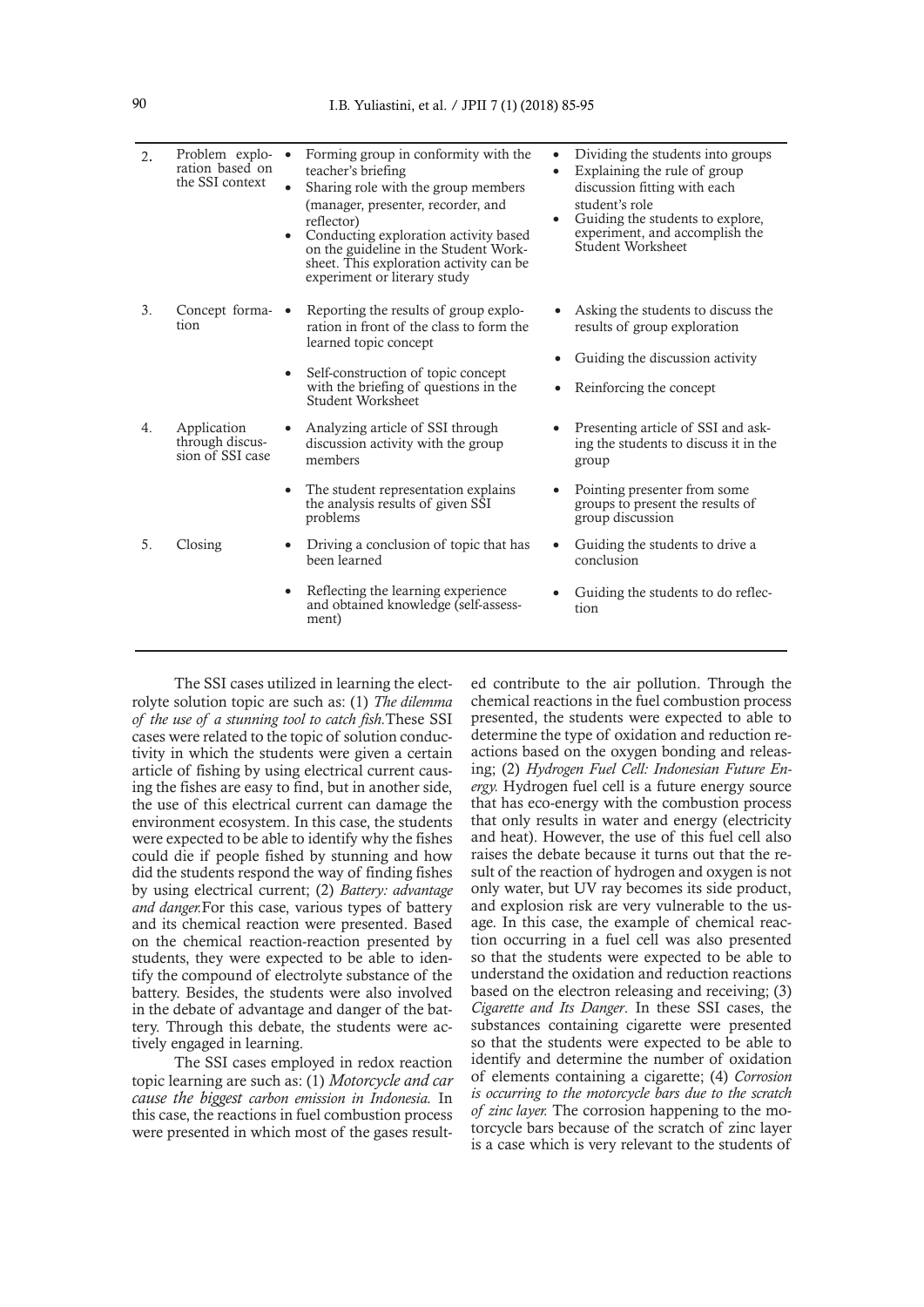| | | | |
|---|---|---|---|
| 2. | Problem exploration based on the SSI context | • Forming group in conformity with the teacher's briefing<br>• Sharing role with the group members (manager, presenter, recorder, and reflector)<br>• Conducting exploration activity based on the guideline in the Student Worksheet. This exploration activity can be experiment or literary study | • Dividing the students into groups<br>• Explaining the rule of group discussion fitting with each student's role<br>• Guiding the students to explore, experiment, and accomplish the Student Worksheet |
| 3. | Concept formation | • Reporting the results of group exploration in front of the class to form the learned topic concept<br>• Self-construction of topic concept with the briefing of questions in the Student Worksheet | • Asking the students to discuss the results of group exploration<br>• Guiding the discussion activity<br>• Reinforcing the concept |
| 4. | Application through discussion of SSI case | • Analyzing article of SSI through discussion activity with the group members<br>• The student representation explains the analysis results of given SSI problems | • Presenting article of SSI and asking the students to discuss it in the group<br>• Pointing presenter from some groups to present the results of group discussion |
| 5. | Closing | • Driving a conclusion of topic that has been learned<br>• Reflecting the learning experience and obtained knowledge (self-assessment) | • Guiding the students to drive a conclusion<br>• Guiding the students to do reflection |

The SSI cases utilized in learning the electrolyte solution topic are such as: (1) *The dilemma of the use of a stunning tool to catch fish.* These SSI cases were related to the topic of solution conductivity in which the students were given a certain article of fishing by using electrical current causing the fishes are easy to find, but in another side, the use of this electrical current can damage the environment ecosystem. In this case, the students were expected to be able to identify why the fishes could die if people fished by stunning and how did the students respond the way of finding fishes by using electrical current; (2) *Battery: advantage and danger.* For this case, various types of battery and its chemical reaction were presented. Based on the chemical reaction-reaction presented by students, they were expected to be able to identify the compound of electrolyte substance of the battery. Besides, the students were also involved in the debate of advantage and danger of the battery. Through this debate, the students were actively engaged in learning.

The SSI cases employed in redox reaction topic learning are such as: (1) *Motorcycle and car cause the biggest carbon emission in Indonesia.* In this case, the reactions in fuel combustion process were presented in which most of the gases resulted contribute to the air pollution. Through the chemical reactions in the fuel combustion process presented, the students were expected to able to determine the type of oxidation and reduction reactions based on the oxygen bonding and releasing; (2) *Hydrogen Fuel Cell: Indonesian Future Energy.* Hydrogen fuel cell is a future energy source that has eco-energy with the combustion process that only results in water and energy (electricity and heat). However, the use of this fuel cell also raises the debate because it turns out that the result of the reaction of hydrogen and oxygen is not only water, but UV ray becomes its side product, and explosion risk are very vulnerable to the usage. In this case, the example of chemical reaction occurring in a fuel cell was also presented so that the students were expected to be able to understand the oxidation and reduction reactions based on the electron releasing and receiving; (3) *Cigarette and Its Danger*. In these SSI cases, the substances containing cigarette were presented so that the students were expected to be able to identify and determine the number of oxidation of elements containing a cigarette; (4) *Corrosion is occurring to the motorcycle bars due to the scratch of zinc layer.* The corrosion happening to the motorcycle bars because of the scratch of zinc layer is a case which is very relevant to the students of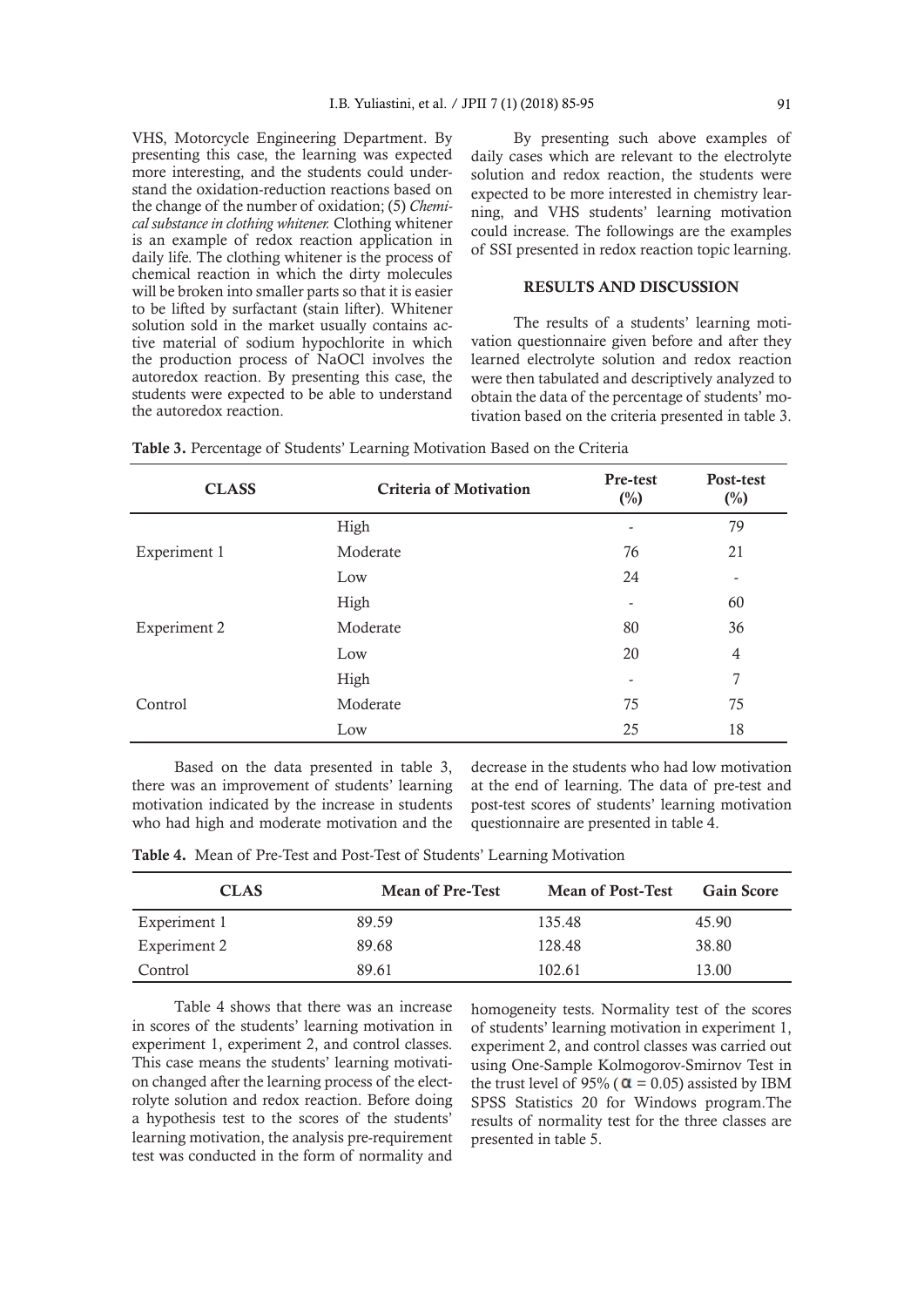VHS, Motorcycle Engineering Department. By presenting this case, the learning was expected more interesting, and the students could understand the oxidation-reduction reactions based on the change of the number of oxidation; (5) *Chemical substance in clothing whitener.* Clothing whitener is an example of redox reaction application in daily life. The clothing whitener is the process of chemical reaction in which the dirty molecules will be broken into smaller parts so that it is easier to be lifted by surfactant (stain lifter). Whitener solution sold in the market usually contains active material of sodium hypochlorite in which the production process of NaOCl involves the autoredox reaction. By presenting this case, the students were expected to be able to understand the autoredox reaction.

By presenting such above examples of daily cases which are relevant to the electrolyte solution and redox reaction, the students were expected to be more interested in chemistry learning, and VHS students' learning motivation could increase. The followings are the examples of SSI presented in redox reaction topic learning.

## RESULTS AND DISCUSSION

The results of a students' learning motivation questionnaire given before and after they learned electrolyte solution and redox reaction were then tabulated and descriptively analyzed to obtain the data of the percentage of students' motivation based on the criteria presented in table 3.

**Table 3.** Percentage of Students' Learning Motivation Based on the Criteria

| CLASS | Criteria of Motivation | Pre-test (%) | Post-test (%) |
|---|---|---|---|
| | High | - | 79 |
| Experiment 1 | Moderate | 76 | 21 |
| | Low | 24 | - |
| | High | - | 60 |
| Experiment 2 | Moderate | 80 | 36 |
| | Low | 20 | 4 |
| | High | - | 7 |
| Control | Moderate | 75 | 75 |
| | Low | 25 | 18 |

Based on the data presented in table 3, there was an improvement of students' learning motivation indicated by the increase in students who had high and moderate motivation and the decrease in the students who had low motivation at the end of learning. The data of pre-test and post-test scores of students' learning motivation questionnaire are presented in table 4.

**Table 4.** Mean of Pre-Test and Post-Test of Students' Learning Motivation

| CLAS | Mean of Pre-Test | Mean of Post-Test | Gain Score |
|---|---|---|---|
| Experiment 1 | 89.59 | 135.48 | 45.90 |
| Experiment 2 | 89.68 | 128.48 | 38.80 |
| Control | 89.61 | 102.61 | 13.00 |

Table 4 shows that there was an increase in scores of the students' learning motivation in experiment 1, experiment 2, and control classes. This case means the students' learning motivation changed after the learning process of the electrolyte solution and redox reaction. Before doing a hypothesis test to the scores of the students' learning motivation, the analysis pre-requirement test was conducted in the form of normality and homogeneity tests. Normality test of the scores of students' learning motivation in experiment 1, experiment 2, and control classes was carried out using One-Sample Kolmogorov-Smirnov Test in the trust level of 95% ($\alpha = 0.05$) assisted by IBM SPSS Statistics 20 for Windows program.The results of normality test for the three classes are presented in table 5.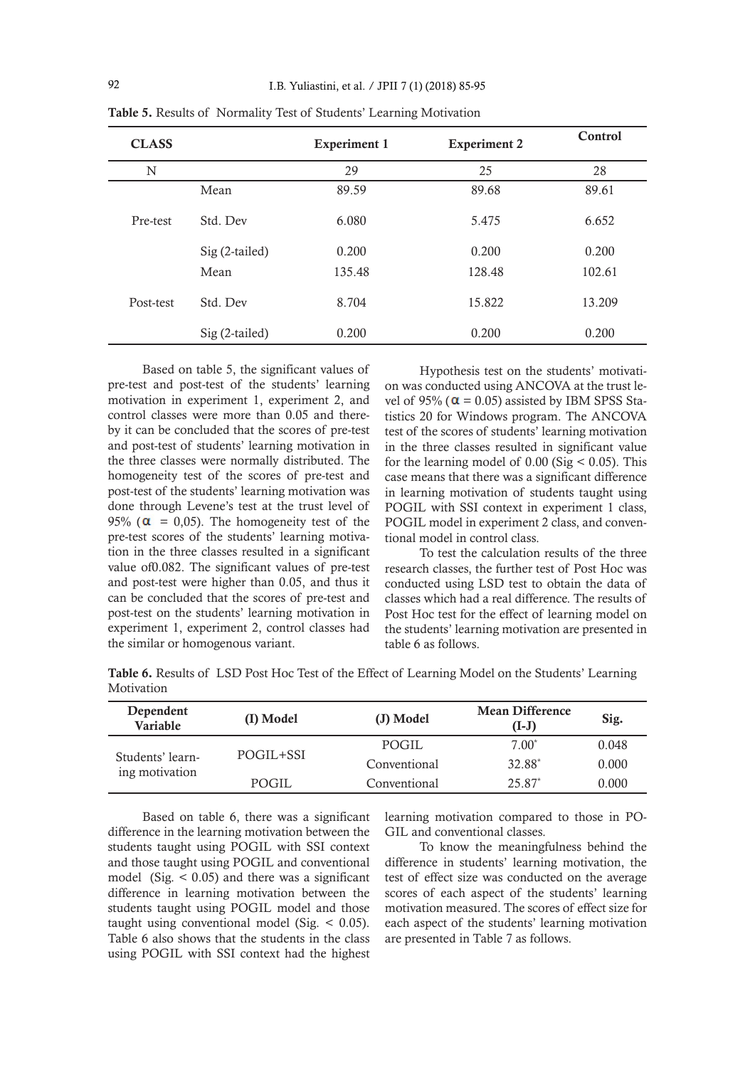**Table 5.** Results of Normality Test of Students' Learning Motivation

| CLASS | | Experiment 1 | Experiment 2 | Control |
|---|---|---|---|---|
| N | | 29 | 25 | 28 |
| Pre-test | Mean | 89.59 | 89.68 | 89.61 |
| | Std. Dev | 6.080 | 5.475 | 6.652 |
| | Sig (2-tailed) | 0.200 | 0.200 | 0.200 |
| Post-test | Mean | 135.48 | 128.48 | 102.61 |
| | Std. Dev | 8.704 | 15.822 | 13.209 |
| | Sig (2-tailed) | 0.200 | 0.200 | 0.200 |

Based on table 5, the significant values of pre-test and post-test of the students' learning motivation in experiment 1, experiment 2, and control classes were more than 0.05 and thereby it can be concluded that the scores of pre-test and post-test of students' learning motivation in the three classes were normally distributed. The homogeneity test of the scores of pre-test and post-test of the students' learning motivation was done through Levene's test at the trust level of 95% ($\alpha$ = 0,05). The homogeneity test of the pre-test scores of the students' learning motivation in the three classes resulted in a significant value of0.082. The significant values of pre-test and post-test were higher than 0.05, and thus it can be concluded that the scores of pre-test and post-test on the students' learning motivation in experiment 1, experiment 2, control classes had the similar or homogenous variant.

Hypothesis test on the students' motivation was conducted using ANCOVA at the trust level of 95% ($\alpha$ = 0.05) assisted by IBM SPSS Statistics 20 for Windows program. The ANCOVA test of the scores of students' learning motivation in the three classes resulted in significant value for the learning model of 0.00 (Sig < 0.05). This case means that there was a significant difference in learning motivation of students taught using POGIL with SSI context in experiment 1 class, POGIL model in experiment 2 class, and conventional model in control class.

To test the calculation results of the three research classes, the further test of Post Hoc was conducted using LSD test to obtain the data of classes which had a real difference. The results of Post Hoc test for the effect of learning model on the students' learning motivation are presented in table 6 as follows.

**Table 6.** Results of LSD Post Hoc Test of the Effect of Learning Model on the Students' Learning Motivation

| Dependent Variable | (I) Model | (J) Model | Mean Difference (I-J) | Sig. |
|---|---|---|---|---|
| Students' learning motivation | POGIL+SSI | POGIL | 7.00* | 0.048 |
| | | Conventional | 32.88* | 0.000 |
| | POGIL | Conventional | 25.87* | 0.000 |

Based on table 6, there was a significant difference in the learning motivation between the students taught using POGIL with SSI context and those taught using POGIL and conventional model (Sig. < 0.05) and there was a significant difference in learning motivation between the students taught using POGIL model and those taught using conventional model (Sig. < 0.05). Table 6 also shows that the students in the class using POGIL with SSI context had the highest learning motivation compared to those in POGIL and conventional classes.

To know the meaningfulness behind the difference in students' learning motivation, the test of effect size was conducted on the average scores of each aspect of the students' learning motivation measured. The scores of effect size for each aspect of the students' learning motivation are presented in Table 7 as follows.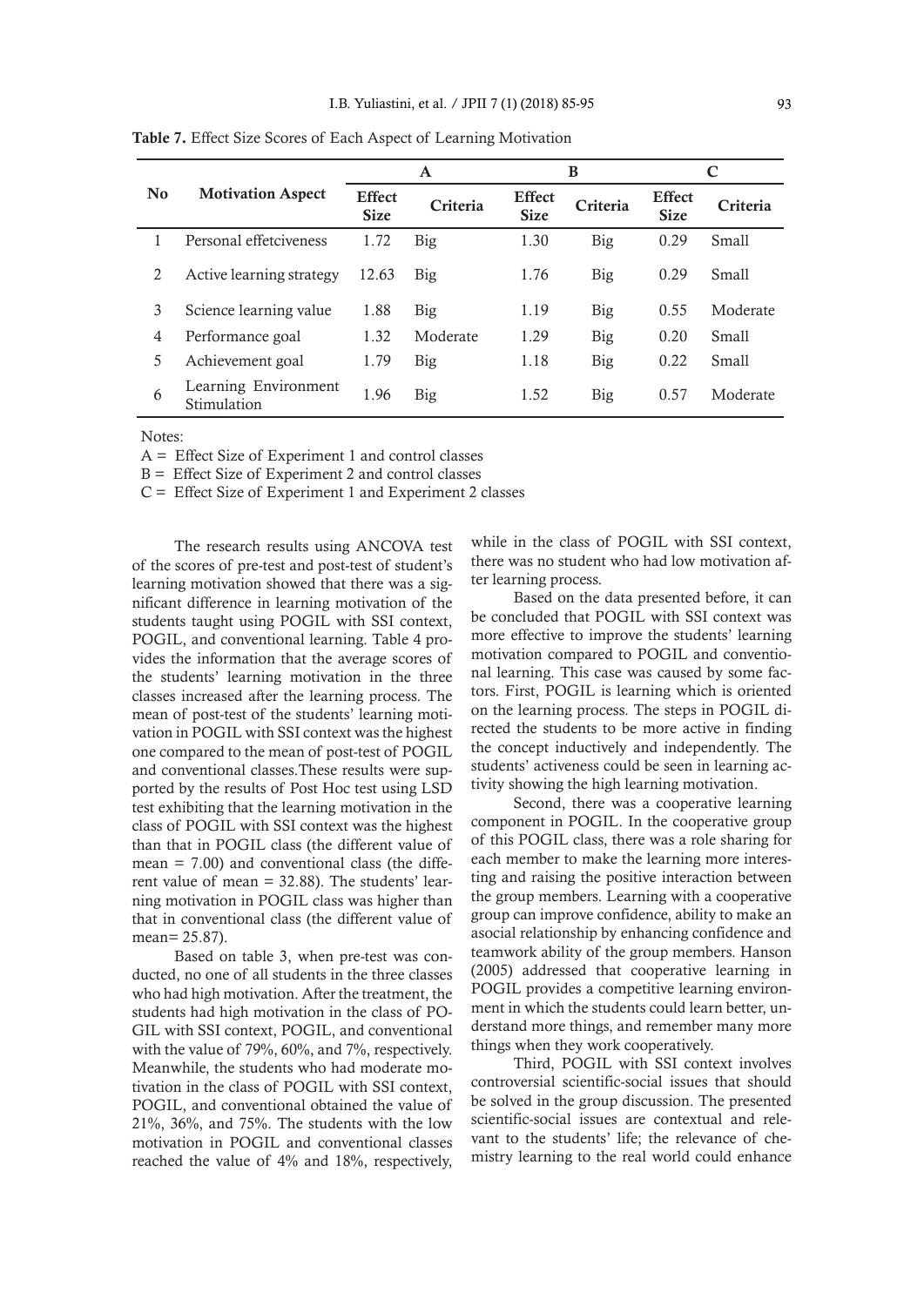**Table 7.** Effect Size Scores of Each Aspect of Learning Motivation

| No | Motivation Aspect | A | | B | | C | |
|---|---|---|---|---|---|---|---|
| | | Effect Size | Criteria | Effect Size | Criteria | Effect Size | Criteria |
| 1 | Personal effetciveness | 1.72 | Big | 1.30 | Big | 0.29 | Small |
| 2 | Active learning strategy | 12.63 | Big | 1.76 | Big | 0.29 | Small |
| 3 | Science learning value | 1.88 | Big | 1.19 | Big | 0.55 | Moderate |
| 4 | Performance goal | 1.32 | Moderate | 1.29 | Big | 0.20 | Small |
| 5 | Achievement goal | 1.79 | Big | 1.18 | Big | 0.22 | Small |
| 6 | Learning Environment Stimulation | 1.96 | Big | 1.52 | Big | 0.57 | Moderate |

Notes:

A = Effect Size of Experiment 1 and control classes

B = Effect Size of Experiment 2 and control classes

C = Effect Size of Experiment 1 and Experiment 2 classes

The research results using ANCOVA test of the scores of pre-test and post-test of student's learning motivation showed that there was a significant difference in learning motivation of the students taught using POGIL with SSI context, POGIL, and conventional learning. Table 4 provides the information that the average scores of the students' learning motivation in the three classes increased after the learning process. The mean of post-test of the students' learning motivation in POGIL with SSI context was the highest one compared to the mean of post-test of POGIL and conventional classes.These results were supported by the results of Post Hoc test using LSD test exhibiting that the learning motivation in the class of POGIL with SSI context was the highest than that in POGIL class (the different value of mean = 7.00) and conventional class (the different value of mean = 32.88). The students' learning motivation in POGIL class was higher than that in conventional class (the different value of mean= 25.87).

Based on table 3, when pre-test was conducted, no one of all students in the three classes who had high motivation. After the treatment, the students had high motivation in the class of POGIL with SSI context, POGIL, and conventional with the value of 79%, 60%, and 7%, respectively. Meanwhile, the students who had moderate motivation in the class of POGIL with SSI context, POGIL, and conventional obtained the value of 21%, 36%, and 75%. The students with the low motivation in POGIL and conventional classes reached the value of 4% and 18%, respectively, while in the class of POGIL with SSI context, there was no student who had low motivation after learning process.

Based on the data presented before, it can be concluded that POGIL with SSI context was more effective to improve the students' learning motivation compared to POGIL and conventional learning. This case was caused by some factors. First, POGIL is learning which is oriented on the learning process. The steps in POGIL directed the students to be more active in finding the concept inductively and independently. The students' activeness could be seen in learning activity showing the high learning motivation.

Second, there was a cooperative learning component in POGIL. In the cooperative group of this POGIL class, there was a role sharing for each member to make the learning more interesting and raising the positive interaction between the group members. Learning with a cooperative group can improve confidence, ability to make an asocial relationship by enhancing confidence and teamwork ability of the group members. Hanson (2005) addressed that cooperative learning in POGIL provides a competitive learning environment in which the students could learn better, understand more things, and remember many more things when they work cooperatively.

Third, POGIL with SSI context involves controversial scientific-social issues that should be solved in the group discussion. The presented scientific-social issues are contextual and relevant to the students' life; the relevance of chemistry learning to the real world could enhance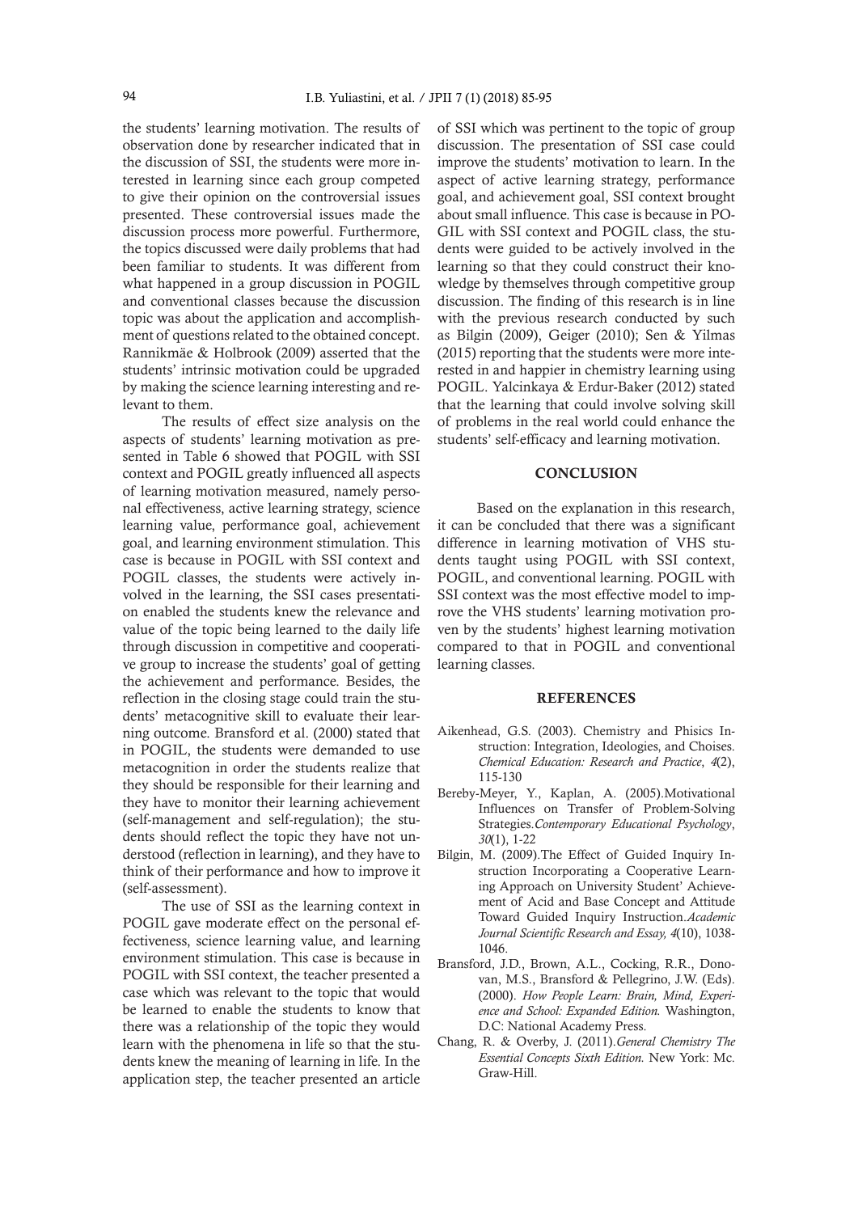the students' learning motivation. The results of observation done by researcher indicated that in the discussion of SSI, the students were more interested in learning since each group competed to give their opinion on the controversial issues presented. These controversial issues made the discussion process more powerful. Furthermore, the topics discussed were daily problems that had been familiar to students. It was different from what happened in a group discussion in POGIL and conventional classes because the discussion topic was about the application and accomplishment of questions related to the obtained concept. Rannikmäe & Holbrook (2009) asserted that the students' intrinsic motivation could be upgraded by making the science learning interesting and relevant to them.

The results of effect size analysis on the aspects of students' learning motivation as presented in Table 6 showed that POGIL with SSI context and POGIL greatly influenced all aspects of learning motivation measured, namely personal effectiveness, active learning strategy, science learning value, performance goal, achievement goal, and learning environment stimulation. This case is because in POGIL with SSI context and POGIL classes, the students were actively involved in the learning, the SSI cases presentation enabled the students knew the relevance and value of the topic being learned to the daily life through discussion in competitive and cooperative group to increase the students' goal of getting the achievement and performance. Besides, the reflection in the closing stage could train the students' metacognitive skill to evaluate their learning outcome. Bransford et al. (2000) stated that in POGIL, the students were demanded to use metacognition in order the students realize that they should be responsible for their learning and they have to monitor their learning achievement (self-management and self-regulation); the students should reflect the topic they have not understood (reflection in learning), and they have to think of their performance and how to improve it (self-assessment).

The use of SSI as the learning context in POGIL gave moderate effect on the personal effectiveness, science learning value, and learning environment stimulation. This case is because in POGIL with SSI context, the teacher presented a case which was relevant to the topic that would be learned to enable the students to know that there was a relationship of the topic they would learn with the phenomena in life so that the students knew the meaning of learning in life. In the application step, the teacher presented an article of SSI which was pertinent to the topic of group discussion. The presentation of SSI case could improve the students' motivation to learn. In the aspect of active learning strategy, performance goal, and achievement goal, SSI context brought about small influence. This case is because in POGIL with SSI context and POGIL class, the students were guided to be actively involved in the learning so that they could construct their knowledge by themselves through competitive group discussion. The finding of this research is in line with the previous research conducted by such as Bilgin (2009), Geiger (2010); Sen & Yilmas (2015) reporting that the students were more interested in and happier in chemistry learning using POGIL. Yalcinkaya & Erdur-Baker (2012) stated that the learning that could involve solving skill of problems in the real world could enhance the students' self-efficacy and learning motivation.

## CONCLUSION

Based on the explanation in this research, it can be concluded that there was a significant difference in learning motivation of VHS students taught using POGIL with SSI context, POGIL, and conventional learning. POGIL with SSI context was the most effective model to improve the VHS students' learning motivation proven by the students' highest learning motivation compared to that in POGIL and conventional learning classes.

## REFERENCES

Aikenhead, G.S. (2003). Chemistry and Phisics Instruction: Integration, Ideologies, and Choises. *Chemical Education: Research and Practice*, *4*(2), 115-130

Bereby-Meyer, Y., Kaplan, A. (2005).Motivational Influences on Transfer of Problem-Solving Strategies.*Contemporary Educational Psychology*, *30*(1), 1-22

Bilgin, M. (2009).The Effect of Guided Inquiry Instruction Incorporating a Cooperative Learning Approach on University Student' Achievement of Acid and Base Concept and Attitude Toward Guided Inquiry Instruction.*Academic Journal Scientific Research and Essay, 4*(10), 1038-1046.

Bransford, J.D., Brown, A.L., Cocking, R.R., Donovan, M.S., Bransford & Pellegrino, J.W. (Eds). (2000). *How People Learn: Brain, Mind, Experience and School: Expanded Edition.* Washington, D.C: National Academy Press.

Chang, R. & Overby, J. (2011).*General Chemistry The Essential Concepts Sixth Edition.* New York: Mc. Graw-Hill.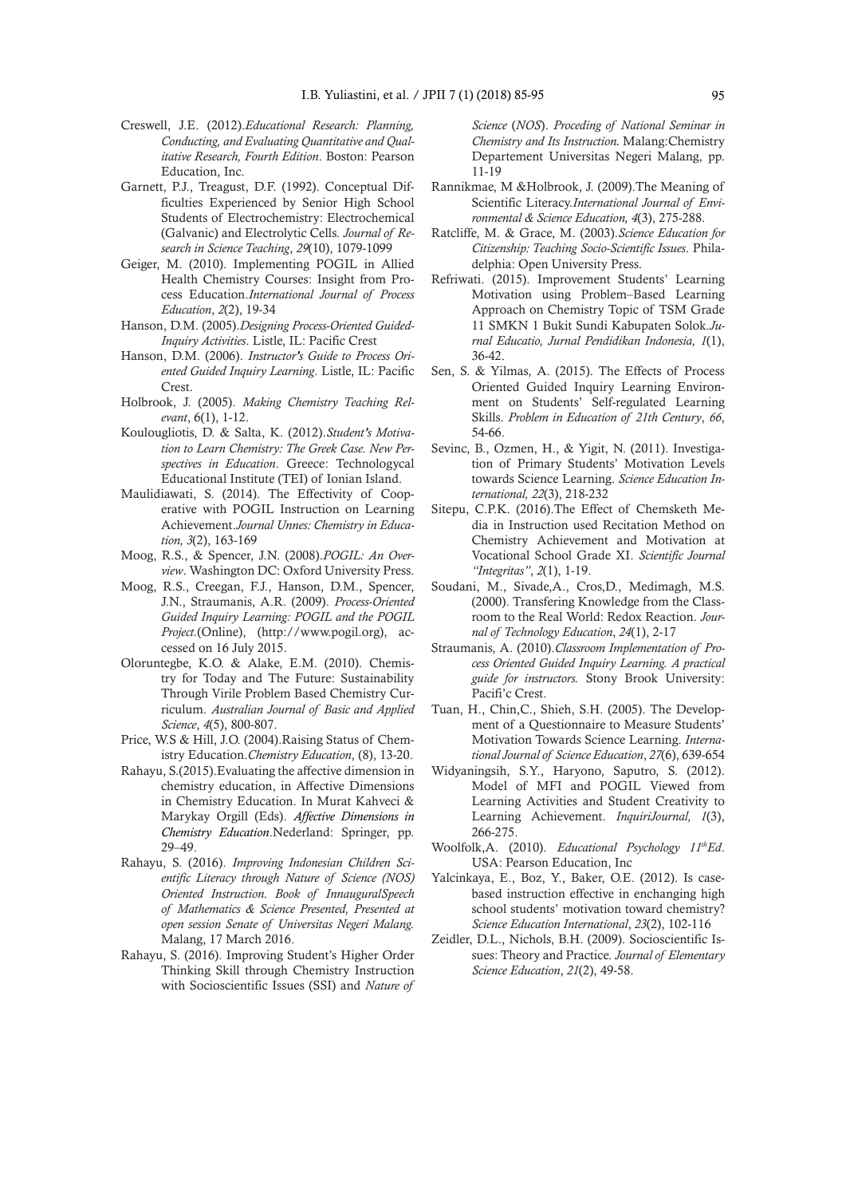Creswell, J.E. (2012).*Educational Research: Planning, Conducting, and Evaluating Quantitative and Qualitative Research, Fourth Edition*. Boston: Pearson Education, Inc.

Garnett, P.J., Treagust, D.F. (1992). Conceptual Difficulties Experienced by Senior High School Students of Electrochemistry: Electrochemical (Galvanic) and Electrolytic Cells. *Journal of Research in Science Teaching*, *29*(10), 1079-1099

Geiger, M. (2010). Implementing POGIL in Allied Health Chemistry Courses: Insight from Process Education.*International Journal of Process Education*, *2*(2), 19-34

Hanson, D.M. (2005).*Designing Process-Oriented Guided-Inquiry Activities*. Listle, IL: Pacific Crest

Hanson, D.M. (2006). *Instructor's Guide to Process Oriented Guided Inquiry Learning*. Listle, IL: Pacific Crest.

Holbrook, J. (2005). *Making Chemistry Teaching Relevant*, 6(1), 1-12.

Koulougliotis, D. & Salta, K. (2012).*Student's Motivation to Learn Chemistry: The Greek Case. New Perspectives in Education*. Greece: Technologycal Educational Institute (TEI) of Ionian Island.

Maulidiawati, S. (2014). The Effectivity of Cooperative with POGIL Instruction on Learning Achievement.*Journal Unnes: Chemistry in Education, 3*(2), 163-169

Moog, R.S., & Spencer, J.N. (2008).*POGIL: An Overview*. Washington DC: Oxford University Press.

Moog, R.S., Creegan, F.J., Hanson, D.M., Spencer, J.N., Straumanis, A.R. (2009). *Process-Oriented Guided Inquiry Learning: POGIL and the POGIL Project*.(Online), (http://www.pogil.org), accessed on 16 July 2015.

Oloruntegbe, K.O. & Alake, E.M. (2010). Chemistry for Today and The Future: Sustainability Through Virile Problem Based Chemistry Curriculum. *Australian Journal of Basic and Applied Science*, *4*(5), 800-807.

Price, W.S & Hill, J.O. (2004).Raising Status of Chemistry Education.*Chemistry Education*, (8), 13-20.

Rahayu, S.(2015).Evaluating the affective dimension in chemistry education, in Affective Dimensions in Chemistry Education. In Murat Kahveci & Marykay Orgill (Eds). *Affective Dimensions in Chemistry Education*.Nederland: Springer, pp. 29–49.

Rahayu, S. (2016). *Improving Indonesian Children Scientific Literacy through Nature of Science (NOS) Oriented Instruction. Book of InnauguralSpeech of Mathematics & Science Presented, Presented at open session Senate of Universitas Negeri Malang.* Malang, 17 March 2016.

Rahayu, S. (2016). Improving Student's Higher Order Thinking Skill through Chemistry Instruction with Socioscientific Issues (SSI) and *Nature of Science* (*NOS*). *Proceding of National Seminar in Chemistry and Its Instruction*. Malang:Chemistry Departement Universitas Negeri Malang, pp. 11-19

Rannikmae, M &Holbrook, J. (2009).The Meaning of Scientific Literacy.*International Journal of Environmental & Science Education, 4*(3), 275-288.

Ratcliffe, M. & Grace, M. (2003).*Science Education for Citizenship: Teaching Socio-Scientific Issues*. Philadelphia: Open University Press.

Refriwati. (2015). Improvement Students' Learning Motivation using Problem–Based Learning Approach on Chemistry Topic of TSM Grade 11 SMKN 1 Bukit Sundi Kabupaten Solok.*Jurnal Educatio, Jurnal Pendidikan Indonesia, 1*(1), 36-42.

Sen, S. & Yilmas, A. (2015). The Effects of Process Oriented Guided Inquiry Learning Environment on Students' Self-regulated Learning Skills. *Problem in Education of 21th Century*, *66*, 54-66.

Sevinc, B., Ozmen, H., & Yigit, N. (2011). Investigation of Primary Students' Motivation Levels towards Science Learning. *Science Education International, 22*(3), 218-232

Sitepu, C.P.K. (2016).The Effect of Chemsketh Media in Instruction used Recitation Method on Chemistry Achievement and Motivation at Vocational School Grade XI. *Scientific Journal "Integritas"*, *2*(1), 1-19.

Soudani, M., Sivade,A., Cros,D., Medimagh, M.S. (2000). Transfering Knowledge from the Classroom to the Real World: Redox Reaction. *Journal of Technology Education*, *24*(1), 2-17

Straumanis, A. (2010).*Classroom Implementation of Process Oriented Guided Inquiry Learning. A practical guide for instructors.* Stony Brook University: Pacifi'c Crest.

Tuan, H., Chin,C., Shieh, S.H. (2005). The Development of a Questionnaire to Measure Students' Motivation Towards Science Learning. *International Journal of Science Education*, *27*(6), 639-654

Widyaningsih, S.Y., Haryono, Saputro, S. (2012). Model of MFI and POGIL Viewed from Learning Activities and Student Creativity to Learning Achievement. *InquiriJournal, 1*(3), 266-275.

Woolfolk,A. (2010). *Educational Psychology 11thEd*. USA: Pearson Education, Inc

Yalcinkaya, E., Boz, Y., Baker, O.E. (2012). Is case-based instruction effective in enchanging high school students' motivation toward chemistry? *Science Education International*, *23*(2), 102-116

Zeidler, D.L., Nichols, B.H. (2009). Socioscientific Issues: Theory and Practice. *Journal of Elementary Science Education*, *21*(2), 49-58.